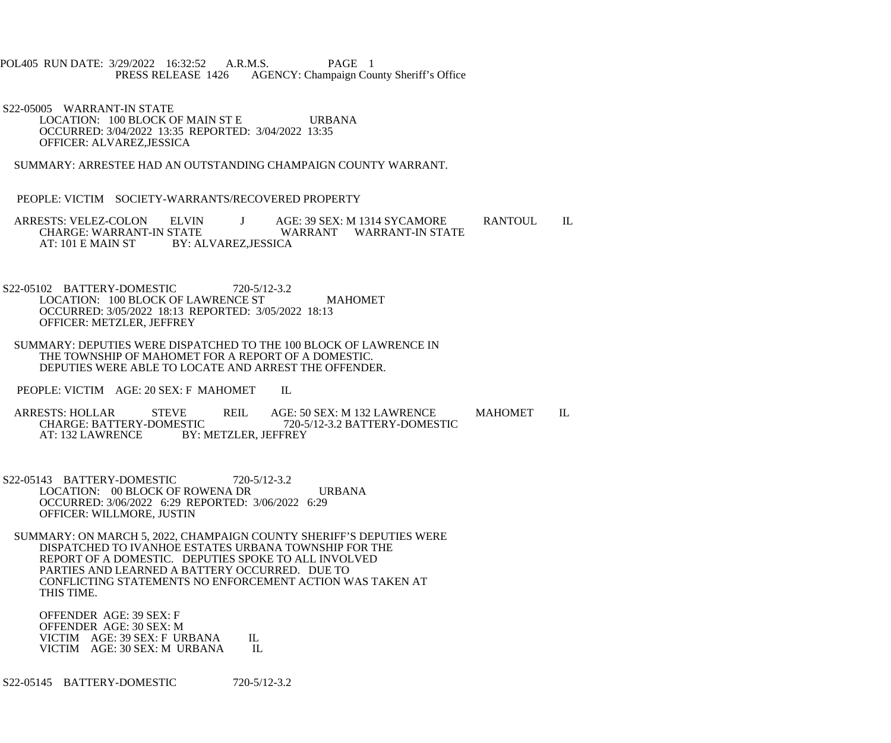POL405 RUN DATE: 3/29/2022 16:32:52 A.R.M.S. PAGE 1
PRESS RELEASE 1426 AGENCY: Champaign County Sheriff's Office

S22-05005 WARRANT-IN STATE
LOCATION: 100 BLOCK OF MAIN ST E URBANA
OCCURRED: 3/04/2022 13:35 REPORTED: 3/04/2022 13:35
OFFICER: ALVAREZ,JESSICA

SUMMARY: ARRESTEE HAD AN OUTSTANDING CHAMPAIGN COUNTY WARRANT.

PEOPLE: VICTIM SOCIETY-WARRANTS/RECOVERED PROPERTY

ARRESTS: VELEZ-COLON ELVIN J AGE: 39 SEX: M 1314 SYCAMORE RANTOUL IL
CHARGE: WARRANT-IN STATE WARRANT WARRANT-IN STATE
AT: 101 E MAIN ST BY: ALVAREZ,JESSICA

S22-05102 BATTERY-DOMESTIC 720-5/12-3.2
LOCATION: 100 BLOCK OF LAWRENCE ST MAHOMET
OCCURRED: 3/05/2022 18:13 REPORTED: 3/05/2022 18:13
OFFICER: METZLER, JEFFREY

SUMMARY: DEPUTIES WERE DISPATCHED TO THE 100 BLOCK OF LAWRENCE IN THE TOWNSHIP OF MAHOMET FOR A REPORT OF A DOMESTIC. DEPUTIES WERE ABLE TO LOCATE AND ARREST THE OFFENDER.

PEOPLE: VICTIM AGE: 20 SEX: F MAHOMET IL

ARRESTS: HOLLAR STEVE REIL AGE: 50 SEX: M 132 LAWRENCE MAHOMET IL
CHARGE: BATTERY-DOMESTIC 720-5/12-3.2 BATTERY-DOMESTIC
AT: 132 LAWRENCE BY: METZLER, JEFFREY

S22-05143 BATTERY-DOMESTIC 720-5/12-3.2
LOCATION: 00 BLOCK OF ROWENA DR URBANA
OCCURRED: 3/06/2022 6:29 REPORTED: 3/06/2022 6:29
OFFICER: WILLMORE, JUSTIN

SUMMARY: ON MARCH 5, 2022, CHAMPAIGN COUNTY SHERIFF'S DEPUTIES WERE DISPATCHED TO IVANHOE ESTATES URBANA TOWNSHIP FOR THE REPORT OF A DOMESTIC. DEPUTIES SPOKE TO ALL INVOLVED PARTIES AND LEARNED A BATTERY OCCURRED. DUE TO CONFLICTING STATEMENTS NO ENFORCEMENT ACTION WAS TAKEN AT THIS TIME.

OFFENDER AGE: 39 SEX: F
OFFENDER AGE: 30 SEX: M
VICTIM AGE: 39 SEX: F URBANA IL
VICTIM AGE: 30 SEX: M URBANA IL

S22-05145 BATTERY-DOMESTIC 720-5/12-3.2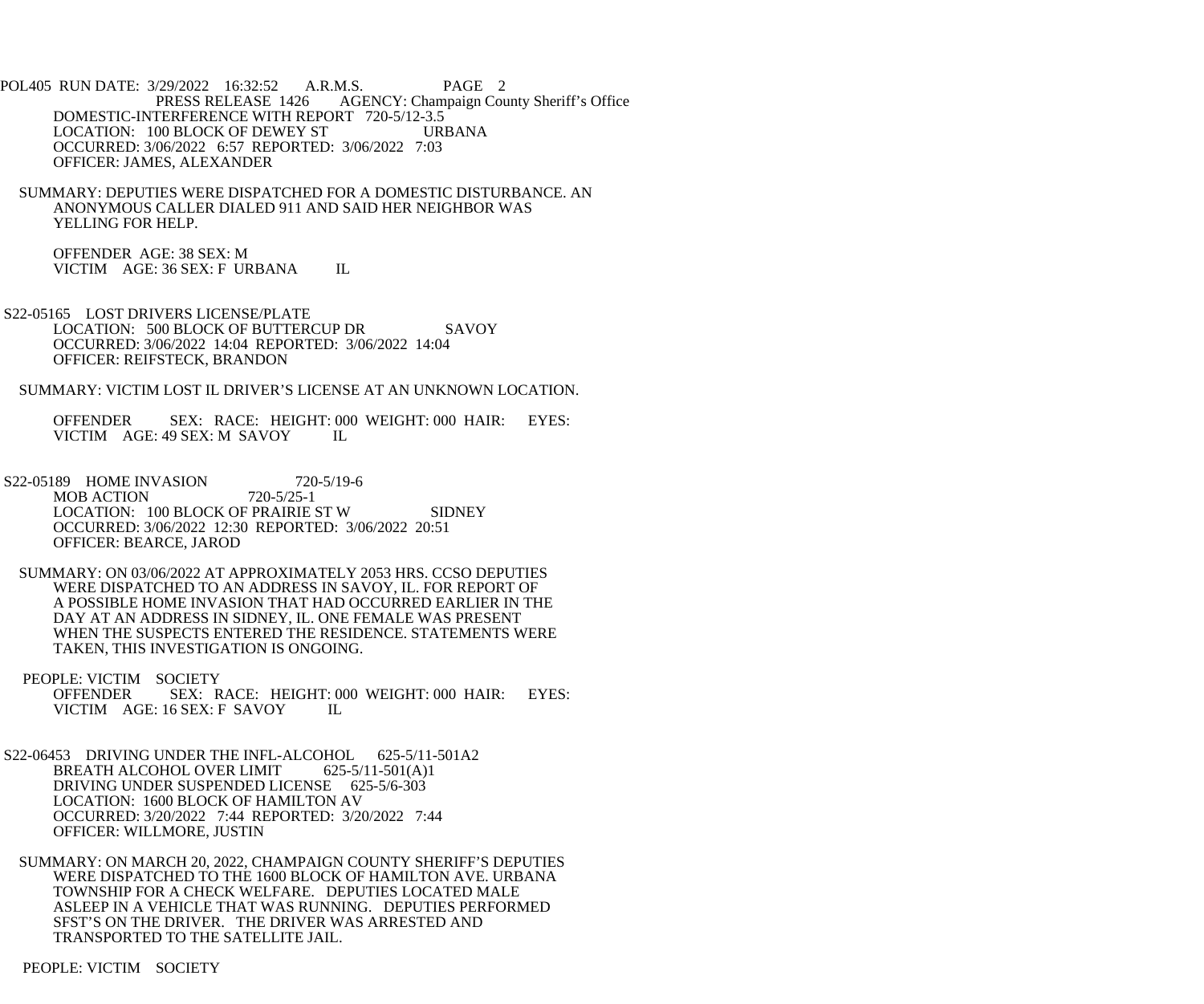DOMESTIC-INTERFERENCE WITH REPORT 720-5/12-3.5
LOCATION: 100 BLOCK OF DEWEY ST URBANA
OCCURRED: 3/06/2022 6:57 REPORTED: 3/06/2022 7:03
OFFICER: JAMES, ALEXANDER

SUMMARY: DEPUTIES WERE DISPATCHED FOR A DOMESTIC DISTURBANCE. AN ANONYMOUS CALLER DIALED 911 AND SAID HER NEIGHBOR WAS YELLING FOR HELP.

OFFENDER AGE: 38 SEX: M
VICTIM AGE: 36 SEX: F URBANA IL

S22-05165 LOST DRIVERS LICENSE/PLATE
LOCATION: 500 BLOCK OF BUTTERCUP DR SAVOY
OCCURRED: 3/06/2022 14:04 REPORTED: 3/06/2022 14:04
OFFICER: REIFSTECK, BRANDON

SUMMARY: VICTIM LOST IL DRIVER'S LICENSE AT AN UNKNOWN LOCATION.

OFFENDER SEX: RACE: HEIGHT: 000 WEIGHT: 000 HAIR: EYES:
VICTIM AGE: 49 SEX: M SAVOY IL

S22-05189 HOME INVASION 720-5/19-6
MOB ACTION 720-5/25-1
LOCATION: 100 BLOCK OF PRAIRIE ST W SIDNEY
OCCURRED: 3/06/2022 12:30 REPORTED: 3/06/2022 20:51
OFFICER: BEARCE, JAROD

SUMMARY: ON 03/06/2022 AT APPROXIMATELY 2053 HRS. CCSO DEPUTIES WERE DISPATCHED TO AN ADDRESS IN SAVOY, IL. FOR REPORT OF A POSSIBLE HOME INVASION THAT HAD OCCURRED EARLIER IN THE DAY AT AN ADDRESS IN SIDNEY, IL. ONE FEMALE WAS PRESENT WHEN THE SUSPECTS ENTERED THE RESIDENCE. STATEMENTS WERE TAKEN, THIS INVESTIGATION IS ONGOING.

PEOPLE: VICTIM SOCIETY
OFFENDER SEX: RACE: HEIGHT: 000 WEIGHT: 000 HAIR: EYES:
VICTIM AGE: 16 SEX: F SAVOY IL

S22-06453 DRIVING UNDER THE INFL-ALCOHOL 625-5/11-501A2
BREATH ALCOHOL OVER LIMIT 625-5/11-501(A)1
DRIVING UNDER SUSPENDED LICENSE 625-5/6-303
LOCATION: 1600 BLOCK OF HAMILTON AV
OCCURRED: 3/20/2022 7:44 REPORTED: 3/20/2022 7:44
OFFICER: WILLMORE, JUSTIN

SUMMARY: ON MARCH 20, 2022, CHAMPAIGN COUNTY SHERIFF'S DEPUTIES WERE DISPATCHED TO THE 1600 BLOCK OF HAMILTON AVE. URBANA TOWNSHIP FOR A CHECK WELFARE. DEPUTIES LOCATED MALE ASLEEP IN A VEHICLE THAT WAS RUNNING. DEPUTIES PERFORMED SFST'S ON THE DRIVER. THE DRIVER WAS ARRESTED AND TRANSPORTED TO THE SATELLITE JAIL.

PEOPLE: VICTIM SOCIETY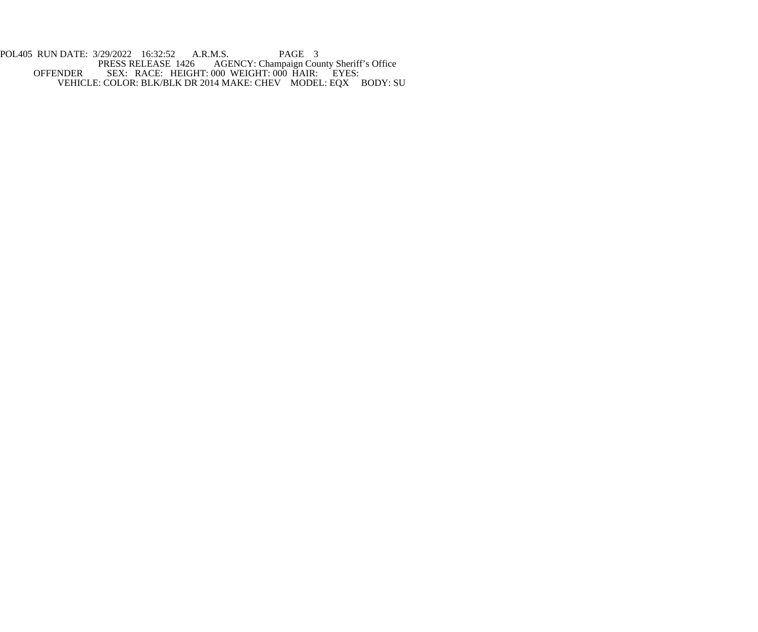PRESS RELEASE 1426 AGENCY: Champaign County Sheriff's Office

OFFENDER SEX: RACE: HEIGHT: 000 WEIGHT: 000 HAIR: EYES:

VEHICLE: COLOR: BLK/BLK DR 2014 MAKE: CHEV MODEL: EQX BODY: SU